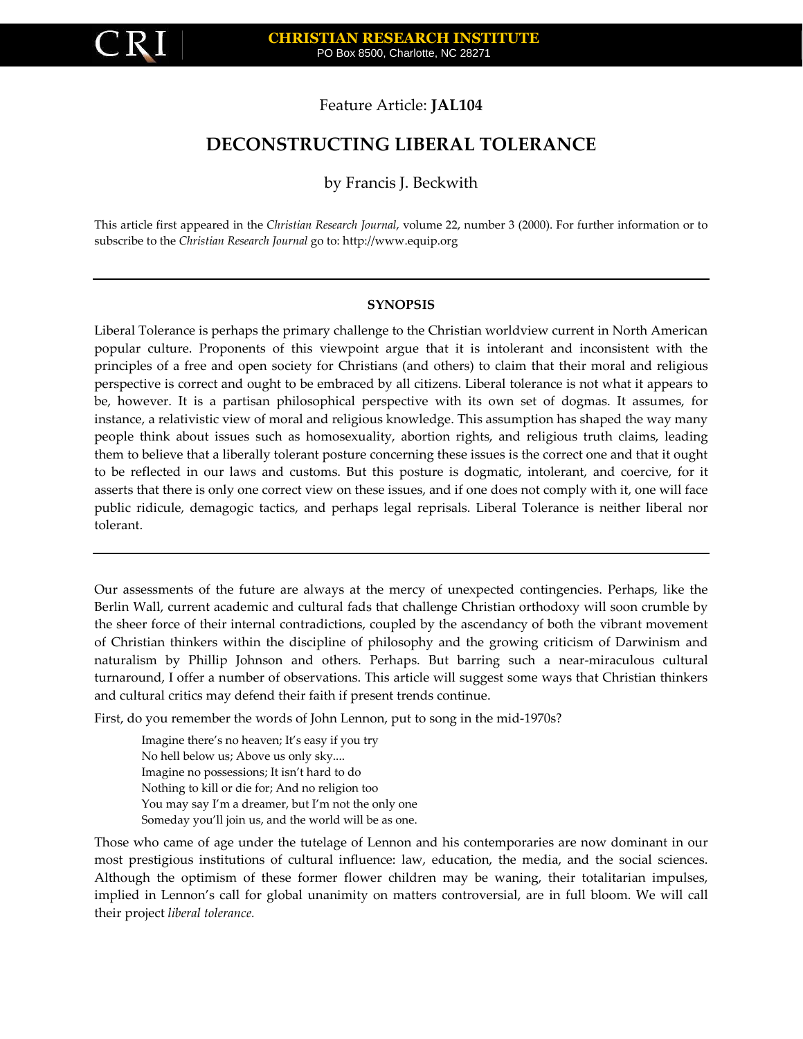CRI | **CHRISTIAN RESEARCH INSTITUTE**
PO Box 8500, Charlotte, NC 28271

Feature Article: **JAL104**

# DECONSTRUCTING LIBERAL TOLERANCE

by Francis J. Beckwith

This article first appeared in the *Christian Research Journal*, volume 22, number 3 (2000). For further information or to subscribe to the *Christian Research Journal* go to: http://www.equip.org

---

**SYNOPSIS**

Liberal Tolerance is perhaps the primary challenge to the Christian worldview current in North American popular culture. Proponents of this viewpoint argue that it is intolerant and inconsistent with the principles of a free and open society for Christians (and others) to claim that their moral and religious perspective is correct and ought to be embraced by all citizens. Liberal tolerance is not what it appears to be, however. It is a partisan philosophical perspective with its own set of dogmas. It assumes, for instance, a relativistic view of moral and religious knowledge. This assumption has shaped the way many people think about issues such as homosexuality, abortion rights, and religious truth claims, leading them to believe that a liberally tolerant posture concerning these issues is the correct one and that it ought to be reflected in our laws and customs. But this posture is dogmatic, intolerant, and coercive, for it asserts that there is only one correct view on these issues, and if one does not comply with it, one will face public ridicule, demagogic tactics, and perhaps legal reprisals. Liberal Tolerance is neither liberal nor tolerant.

---

Our assessments of the future are always at the mercy of unexpected contingencies. Perhaps, like the Berlin Wall, current academic and cultural fads that challenge Christian orthodoxy will soon crumble by the sheer force of their internal contradictions, coupled by the ascendancy of both the vibrant movement of Christian thinkers within the discipline of philosophy and the growing criticism of Darwinism and naturalism by Phillip Johnson and others. Perhaps. But barring such a near-miraculous cultural turnaround, I offer a number of observations. This article will suggest some ways that Christian thinkers and cultural critics may defend their faith if present trends continue.

First, do you remember the words of John Lennon, put to song in the mid-1970s?

> Imagine there's no heaven; It's easy if you try
> No hell below us; Above us only sky....
> Imagine no possessions; It isn't hard to do
> Nothing to kill or die for; And no religion too
> You may say I'm a dreamer, but I'm not the only one
> Someday you'll join us, and the world will be as one.

Those who came of age under the tutelage of Lennon and his contemporaries are now dominant in our most prestigious institutions of cultural influence: law, education, the media, and the social sciences. Although the optimism of these former flower children may be waning, their totalitarian impulses, implied in Lennon's call for global unanimity on matters controversial, are in full bloom. We will call their project *liberal tolerance.*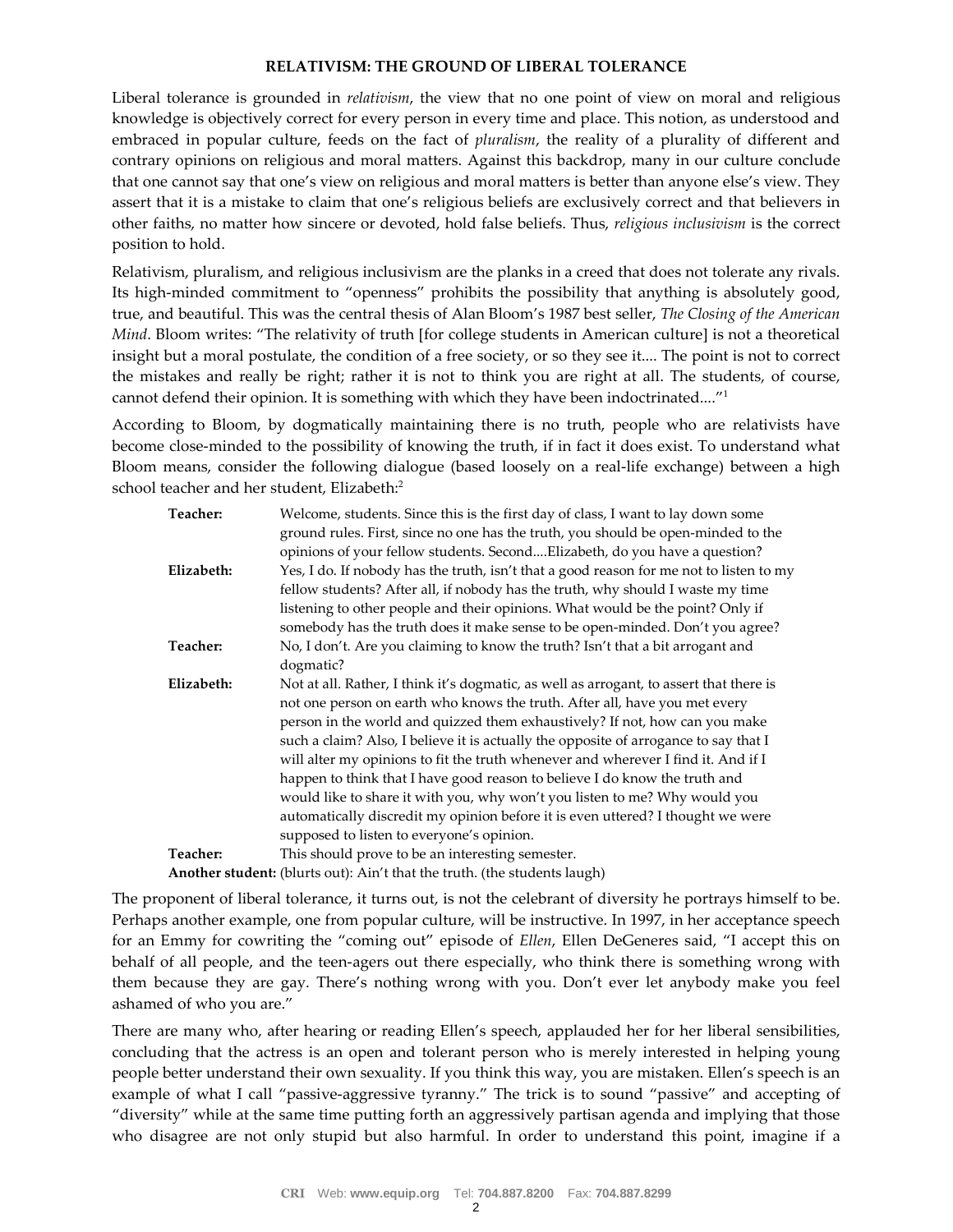**RELATIVISM: THE GROUND OF LIBERAL TOLERANCE**

Liberal tolerance is grounded in *relativism*, the view that no one point of view on moral and religious knowledge is objectively correct for every person in every time and place. This notion, as understood and embraced in popular culture, feeds on the fact of *pluralism*, the reality of a plurality of different and contrary opinions on religious and moral matters. Against this backdrop, many in our culture conclude that one cannot say that one's view on religious and moral matters is better than anyone else's view. They assert that it is a mistake to claim that one's religious beliefs are exclusively correct and that believers in other faiths, no matter how sincere or devoted, hold false beliefs. Thus, *religious inclusivism* is the correct position to hold.

Relativism, pluralism, and religious inclusivism are the planks in a creed that does not tolerate any rivals. Its high-minded commitment to "openness" prohibits the possibility that anything is absolutely good, true, and beautiful. This was the central thesis of Alan Bloom's 1987 best seller, *The Closing of the American Mind*. Bloom writes: "The relativity of truth [for college students in American culture] is not a theoretical insight but a moral postulate, the condition of a free society, or so they see it.... The point is not to correct the mistakes and really be right; rather it is not to think you are right at all. The students, of course, cannot defend their opinion. It is something with which they have been indoctrinated...."[1]

According to Bloom, by dogmatically maintaining there is no truth, people who are relativists have become close-minded to the possibility of knowing the truth, if in fact it does exist. To understand what Bloom means, consider the following dialogue (based loosely on a real-life exchange) between a high school teacher and her student, Elizabeth:[2]

**Teacher:** Welcome, students. Since this is the first day of class, I want to lay down some ground rules. First, since no one has the truth, you should be open-minded to the opinions of your fellow students. Second....Elizabeth, do you have a question?

**Elizabeth:** Yes, I do. If nobody has the truth, isn't that a good reason for me not to listen to my fellow students? After all, if nobody has the truth, why should I waste my time listening to other people and their opinions. What would be the point? Only if somebody has the truth does it make sense to be open-minded. Don't you agree?

**Teacher:** No, I don't. Are you claiming to know the truth? Isn't that a bit arrogant and dogmatic?

**Elizabeth:** Not at all. Rather, I think it's dogmatic, as well as arrogant, to assert that there is not one person on earth who knows the truth. After all, have you met every person in the world and quizzed them exhaustively? If not, how can you make such a claim? Also, I believe it is actually the opposite of arrogance to say that I will alter my opinions to fit the truth whenever and wherever I find it. And if I happen to think that I have good reason to believe I do know the truth and would like to share it with you, why won't you listen to me? Why would you automatically discredit my opinion before it is even uttered? I thought we were supposed to listen to everyone's opinion.

**Teacher:** This should prove to be an interesting semester.

**Another student:** (blurts out): Ain't that the truth. (the students laugh)

The proponent of liberal tolerance, it turns out, is not the celebrant of diversity he portrays himself to be. Perhaps another example, one from popular culture, will be instructive. In 1997, in her acceptance speech for an Emmy for cowriting the "coming out" episode of *Ellen*, Ellen DeGeneres said, "I accept this on behalf of all people, and the teen-agers out there especially, who think there is something wrong with them because they are gay. There's nothing wrong with you. Don't ever let anybody make you feel ashamed of who you are."

There are many who, after hearing or reading Ellen's speech, applauded her for her liberal sensibilities, concluding that the actress is an open and tolerant person who is merely interested in helping young people better understand their own sexuality. If you think this way, you are mistaken. Ellen's speech is an example of what I call "passive-aggressive tyranny." The trick is to sound "passive" and accepting of "diversity" while at the same time putting forth an aggressively partisan agenda and implying that those who disagree are not only stupid but also harmful. In order to understand this point, imagine if a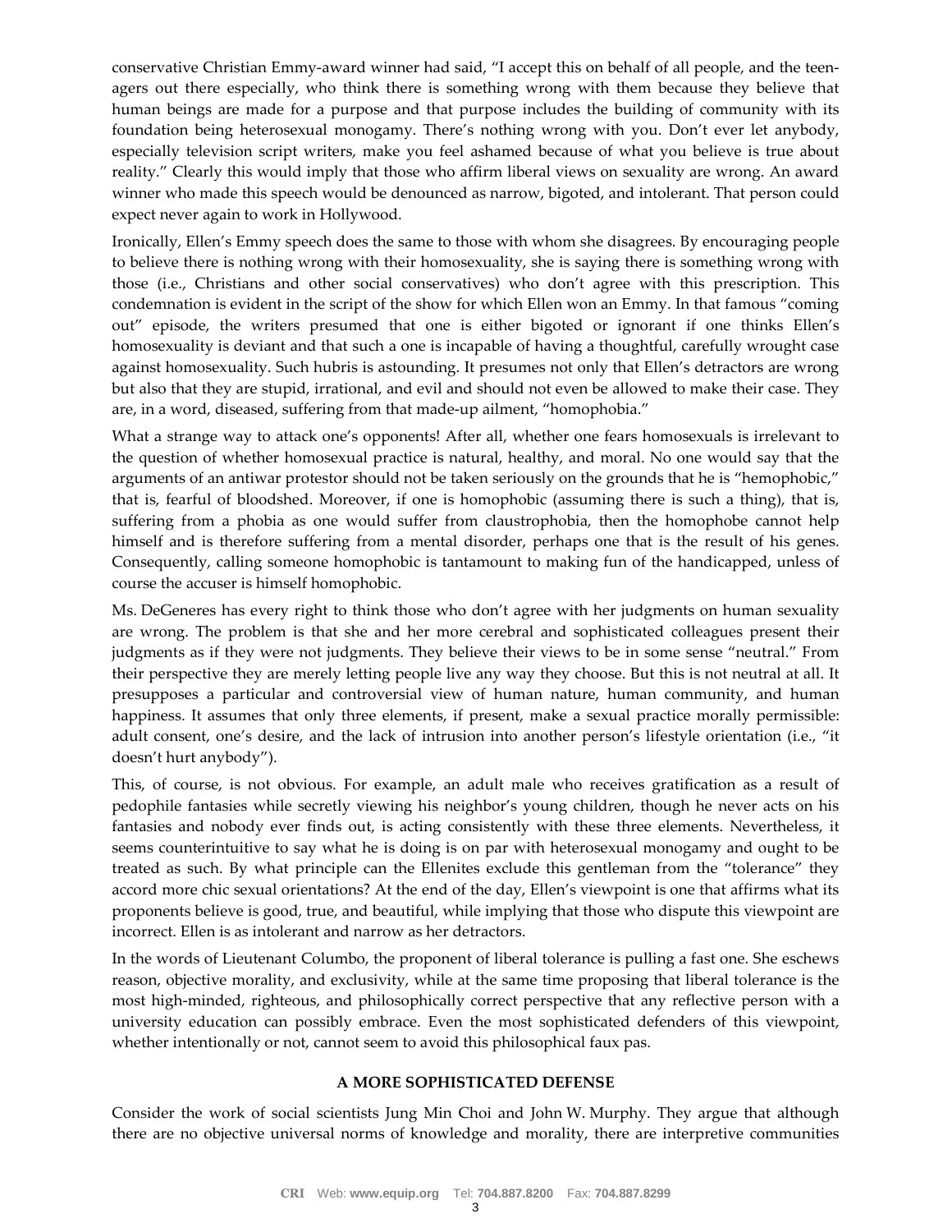conservative Christian Emmy-award winner had said, "I accept this on behalf of all people, and the teen-agers out there especially, who think there is something wrong with them because they believe that human beings are made for a purpose and that purpose includes the building of community with its foundation being heterosexual monogamy. There's nothing wrong with you. Don't ever let anybody, especially television script writers, make you feel ashamed because of what you believe is true about reality." Clearly this would imply that those who affirm liberal views on sexuality are wrong. An award winner who made this speech would be denounced as narrow, bigoted, and intolerant. That person could expect never again to work in Hollywood.

Ironically, Ellen's Emmy speech does the same to those with whom she disagrees. By encouraging people to believe there is nothing wrong with their homosexuality, she is saying there is something wrong with those (i.e., Christians and other social conservatives) who don't agree with this prescription. This condemnation is evident in the script of the show for which Ellen won an Emmy. In that famous "coming out" episode, the writers presumed that one is either bigoted or ignorant if one thinks Ellen's homosexuality is deviant and that such a one is incapable of having a thoughtful, carefully wrought case against homosexuality. Such hubris is astounding. It presumes not only that Ellen's detractors are wrong but also that they are stupid, irrational, and evil and should not even be allowed to make their case. They are, in a word, diseased, suffering from that made-up ailment, "homophobia."

What a strange way to attack one's opponents! After all, whether one fears homosexuals is irrelevant to the question of whether homosexual practice is natural, healthy, and moral. No one would say that the arguments of an antiwar protestor should not be taken seriously on the grounds that he is "hemophobic," that is, fearful of bloodshed. Moreover, if one is homophobic (assuming there is such a thing), that is, suffering from a phobia as one would suffer from claustrophobia, then the homophobe cannot help himself and is therefore suffering from a mental disorder, perhaps one that is the result of his genes. Consequently, calling someone homophobic is tantamount to making fun of the handicapped, unless of course the accuser is himself homophobic.

Ms. DeGeneres has every right to think those who don't agree with her judgments on human sexuality are wrong. The problem is that she and her more cerebral and sophisticated colleagues present their judgments as if they were not judgments. They believe their views to be in some sense "neutral." From their perspective they are merely letting people live any way they choose. But this is not neutral at all. It presupposes a particular and controversial view of human nature, human community, and human happiness. It assumes that only three elements, if present, make a sexual practice morally permissible: adult consent, one's desire, and the lack of intrusion into another person's lifestyle orientation (i.e., "it doesn't hurt anybody").

This, of course, is not obvious. For example, an adult male who receives gratification as a result of pedophile fantasies while secretly viewing his neighbor's young children, though he never acts on his fantasies and nobody ever finds out, is acting consistently with these three elements. Nevertheless, it seems counterintuitive to say what he is doing is on par with heterosexual monogamy and ought to be treated as such. By what principle can the Ellenites exclude this gentleman from the "tolerance" they accord more chic sexual orientations? At the end of the day, Ellen's viewpoint is one that affirms what its proponents believe is good, true, and beautiful, while implying that those who dispute this viewpoint are incorrect. Ellen is as intolerant and narrow as her detractors.

In the words of Lieutenant Columbo, the proponent of liberal tolerance is pulling a fast one. She eschews reason, objective morality, and exclusivity, while at the same time proposing that liberal tolerance is the most high-minded, righteous, and philosophically correct perspective that any reflective person with a university education can possibly embrace. Even the most sophisticated defenders of this viewpoint, whether intentionally or not, cannot seem to avoid this philosophical faux pas.

## A MORE SOPHISTICATED DEFENSE

Consider the work of social scientists Jung Min Choi and John W. Murphy. They argue that although there are no objective universal norms of knowledge and morality, there are interpretive communities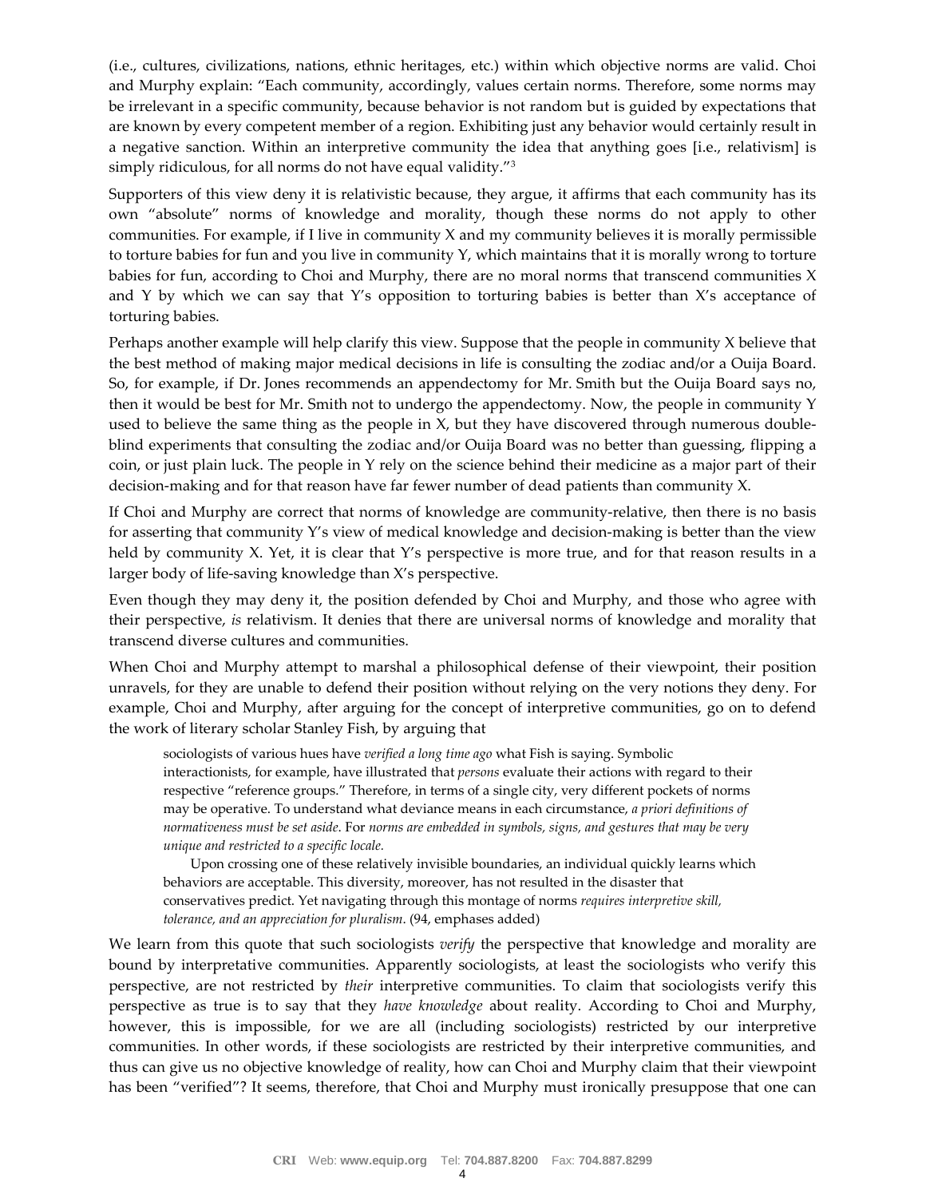(i.e., cultures, civilizations, nations, ethnic heritages, etc.) within which objective norms are valid. Choi and Murphy explain: "Each community, accordingly, values certain norms. Therefore, some norms may be irrelevant in a specific community, because behavior is not random but is guided by expectations that are known by every competent member of a region. Exhibiting just any behavior would certainly result in a negative sanction. Within an interpretive community the idea that anything goes [i.e., relativism] is simply ridiculous, for all norms do not have equal validity."[3]

Supporters of this view deny it is relativistic because, they argue, it affirms that each community has its own "absolute" norms of knowledge and morality, though these norms do not apply to other communities. For example, if I live in community X and my community believes it is morally permissible to torture babies for fun and you live in community Y, which maintains that it is morally wrong to torture babies for fun, according to Choi and Murphy, there are no moral norms that transcend communities X and Y by which we can say that Y's opposition to torturing babies is better than X's acceptance of torturing babies.

Perhaps another example will help clarify this view. Suppose that the people in community X believe that the best method of making major medical decisions in life is consulting the zodiac and/or a Ouija Board. So, for example, if Dr. Jones recommends an appendectomy for Mr. Smith but the Ouija Board says no, then it would be best for Mr. Smith not to undergo the appendectomy. Now, the people in community Y used to believe the same thing as the people in X, but they have discovered through numerous double-blind experiments that consulting the zodiac and/or Ouija Board was no better than guessing, flipping a coin, or just plain luck. The people in Y rely on the science behind their medicine as a major part of their decision-making and for that reason have far fewer number of dead patients than community X.

If Choi and Murphy are correct that norms of knowledge are community-relative, then there is no basis for asserting that community Y's view of medical knowledge and decision-making is better than the view held by community X. Yet, it is clear that Y's perspective is more true, and for that reason results in a larger body of life-saving knowledge than X's perspective.

Even though they may deny it, the position defended by Choi and Murphy, and those who agree with their perspective, *is* relativism. It denies that there are universal norms of knowledge and morality that transcend diverse cultures and communities.

When Choi and Murphy attempt to marshal a philosophical defense of their viewpoint, their position unravels, for they are unable to defend their position without relying on the very notions they deny. For example, Choi and Murphy, after arguing for the concept of interpretive communities, go on to defend the work of literary scholar Stanley Fish, by arguing that

> sociologists of various hues have *verified a long time ago* what Fish is saying. Symbolic interactionists, for example, have illustrated that *persons* evaluate their actions with regard to their respective "reference groups." Therefore, in terms of a single city, very different pockets of norms may be operative. To understand what deviance means in each circumstance, *a priori definitions of normativeness must be set aside*. For *norms are embedded in symbols, signs, and gestures that may be very unique and restricted to a specific locale.*
>
> Upon crossing one of these relatively invisible boundaries, an individual quickly learns which behaviors are acceptable. This diversity, moreover, has not resulted in the disaster that conservatives predict. Yet navigating through this montage of norms *requires interpretive skill, tolerance, and an appreciation for pluralism*. (94, emphases added)

We learn from this quote that such sociologists *verify* the perspective that knowledge and morality are bound by interpretative communities. Apparently sociologists, at least the sociologists who verify this perspective, are not restricted by *their* interpretive communities. To claim that sociologists verify this perspective as true is to say that they *have knowledge* about reality. According to Choi and Murphy, however, this is impossible, for we are all (including sociologists) restricted by our interpretive communities. In other words, if these sociologists are restricted by their interpretive communities, and thus can give us no objective knowledge of reality, how can Choi and Murphy claim that their viewpoint has been "verified"? It seems, therefore, that Choi and Murphy must ironically presuppose that one can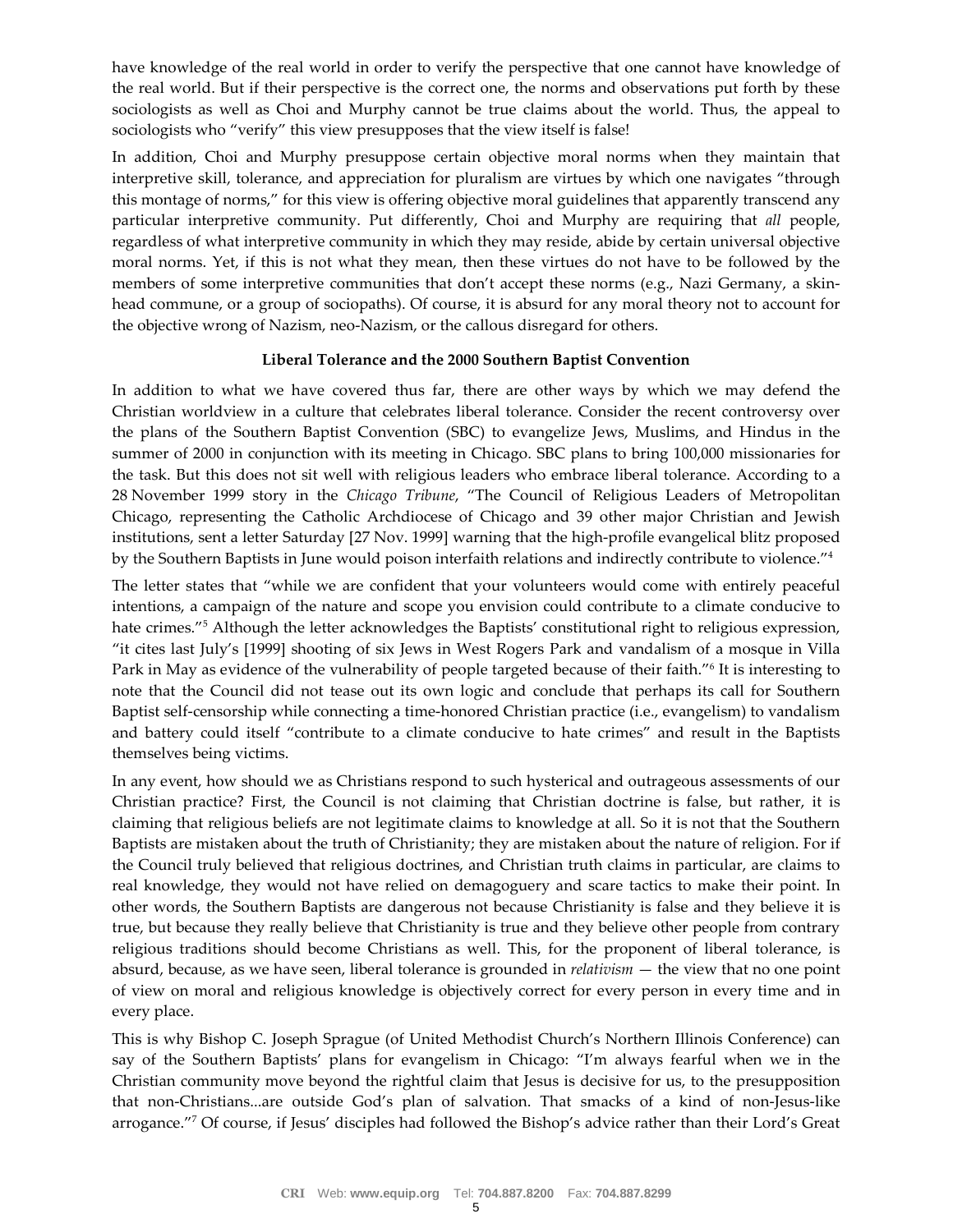have knowledge of the real world in order to verify the perspective that one cannot have knowledge of the real world. But if their perspective is the correct one, the norms and observations put forth by these sociologists as well as Choi and Murphy cannot be true claims about the world. Thus, the appeal to sociologists who "verify" this view presupposes that the view itself is false!

In addition, Choi and Murphy presuppose certain objective moral norms when they maintain that interpretive skill, tolerance, and appreciation for pluralism are virtues by which one navigates "through this montage of norms," for this view is offering objective moral guidelines that apparently transcend any particular interpretive community. Put differently, Choi and Murphy are requiring that *all* people, regardless of what interpretive community in which they may reside, abide by certain universal objective moral norms. Yet, if this is not what they mean, then these virtues do not have to be followed by the members of some interpretive communities that don't accept these norms (e.g., Nazi Germany, a skin-head commune, or a group of sociopaths). Of course, it is absurd for any moral theory not to account for the objective wrong of Nazism, neo-Nazism, or the callous disregard for others.

**Liberal Tolerance and the 2000 Southern Baptist Convention**

In addition to what we have covered thus far, there are other ways by which we may defend the Christian worldview in a culture that celebrates liberal tolerance. Consider the recent controversy over the plans of the Southern Baptist Convention (SBC) to evangelize Jews, Muslims, and Hindus in the summer of 2000 in conjunction with its meeting in Chicago. SBC plans to bring 100,000 missionaries for the task. But this does not sit well with religious leaders who embrace liberal tolerance. According to a 28 November 1999 story in the *Chicago Tribune*, "The Council of Religious Leaders of Metropolitan Chicago, representing the Catholic Archdiocese of Chicago and 39 other major Christian and Jewish institutions, sent a letter Saturday [27 Nov. 1999] warning that the high-profile evangelical blitz proposed by the Southern Baptists in June would poison interfaith relations and indirectly contribute to violence."[4]

The letter states that "while we are confident that your volunteers would come with entirely peaceful intentions, a campaign of the nature and scope you envision could contribute to a climate conducive to hate crimes."[5] Although the letter acknowledges the Baptists' constitutional right to religious expression, "it cites last July's [1999] shooting of six Jews in West Rogers Park and vandalism of a mosque in Villa Park in May as evidence of the vulnerability of people targeted because of their faith."[6] It is interesting to note that the Council did not tease out its own logic and conclude that perhaps its call for Southern Baptist self-censorship while connecting a time-honored Christian practice (i.e., evangelism) to vandalism and battery could itself "contribute to a climate conducive to hate crimes" and result in the Baptists themselves being victims.

In any event, how should we as Christians respond to such hysterical and outrageous assessments of our Christian practice? First, the Council is not claiming that Christian doctrine is false, but rather, it is claiming that religious beliefs are not legitimate claims to knowledge at all. So it is not that the Southern Baptists are mistaken about the truth of Christianity; they are mistaken about the nature of religion. For if the Council truly believed that religious doctrines, and Christian truth claims in particular, are claims to real knowledge, they would not have relied on demagoguery and scare tactics to make their point. In other words, the Southern Baptists are dangerous not because Christianity is false and they believe it is true, but because they really believe that Christianity is true and they believe other people from contrary religious traditions should become Christians as well. This, for the proponent of liberal tolerance, is absurd, because, as we have seen, liberal tolerance is grounded in *relativism* — the view that no one point of view on moral and religious knowledge is objectively correct for every person in every time and in every place.

This is why Bishop C. Joseph Sprague (of United Methodist Church's Northern Illinois Conference) can say of the Southern Baptists' plans for evangelism in Chicago: "I'm always fearful when we in the Christian community move beyond the rightful claim that Jesus is decisive for us, to the presupposition that non-Christians...are outside God's plan of salvation. That smacks of a kind of non-Jesus-like arrogance."[7] Of course, if Jesus' disciples had followed the Bishop's advice rather than their Lord's Great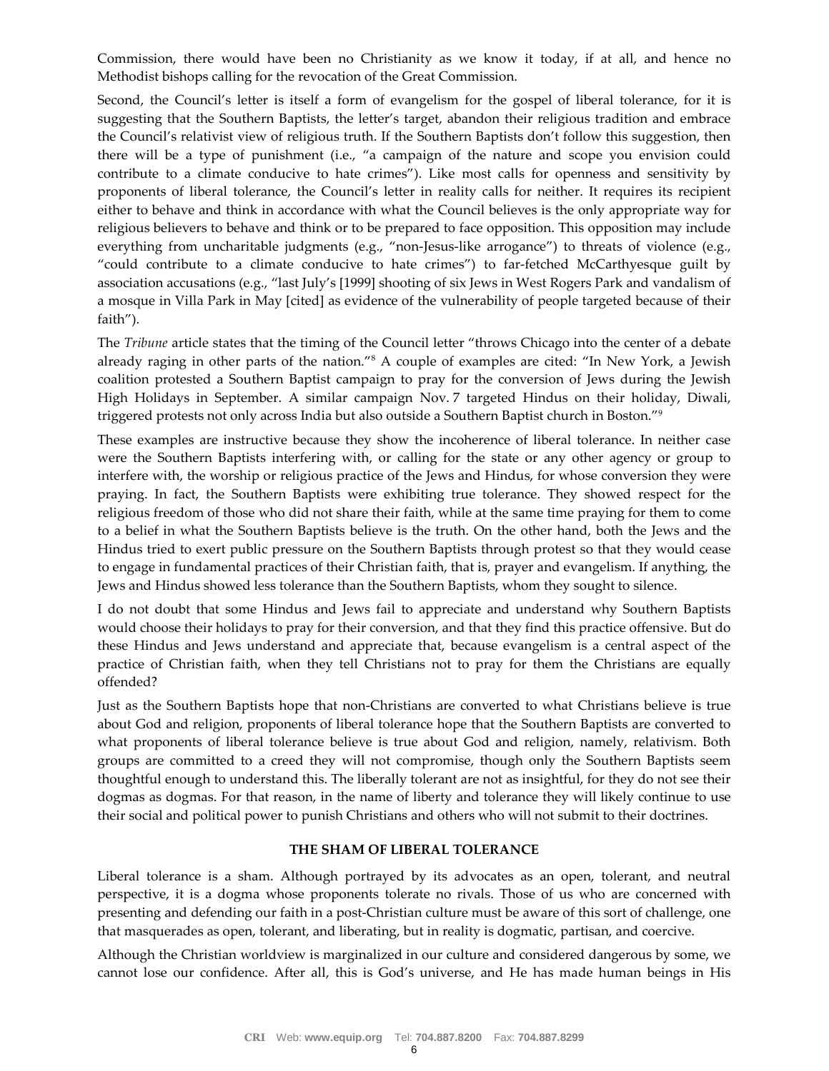Commission, there would have been no Christianity as we know it today, if at all, and hence no Methodist bishops calling for the revocation of the Great Commission.

Second, the Council's letter is itself a form of evangelism for the gospel of liberal tolerance, for it is suggesting that the Southern Baptists, the letter's target, abandon their religious tradition and embrace the Council's relativist view of religious truth. If the Southern Baptists don't follow this suggestion, then there will be a type of punishment (i.e., "a campaign of the nature and scope you envision could contribute to a climate conducive to hate crimes"). Like most calls for openness and sensitivity by proponents of liberal tolerance, the Council's letter in reality calls for neither. It requires its recipient either to behave and think in accordance with what the Council believes is the only appropriate way for religious believers to behave and think or to be prepared to face opposition. This opposition may include everything from uncharitable judgments (e.g., "non-Jesus-like arrogance") to threats of violence (e.g., "could contribute to a climate conducive to hate crimes") to far-fetched McCarthyesque guilt by association accusations (e.g., "last July's [1999] shooting of six Jews in West Rogers Park and vandalism of a mosque in Villa Park in May [cited] as evidence of the vulnerability of people targeted because of their faith").

The *Tribune* article states that the timing of the Council letter "throws Chicago into the center of a debate already raging in other parts of the nation."[8] A couple of examples are cited: "In New York, a Jewish coalition protested a Southern Baptist campaign to pray for the conversion of Jews during the Jewish High Holidays in September. A similar campaign Nov. 7 targeted Hindus on their holiday, Diwali, triggered protests not only across India but also outside a Southern Baptist church in Boston."[9]

These examples are instructive because they show the incoherence of liberal tolerance. In neither case were the Southern Baptists interfering with, or calling for the state or any other agency or group to interfere with, the worship or religious practice of the Jews and Hindus, for whose conversion they were praying. In fact, the Southern Baptists were exhibiting true tolerance. They showed respect for the religious freedom of those who did not share their faith, while at the same time praying for them to come to a belief in what the Southern Baptists believe is the truth. On the other hand, both the Jews and the Hindus tried to exert public pressure on the Southern Baptists through protest so that they would cease to engage in fundamental practices of their Christian faith, that is, prayer and evangelism. If anything, the Jews and Hindus showed less tolerance than the Southern Baptists, whom they sought to silence.

I do not doubt that some Hindus and Jews fail to appreciate and understand why Southern Baptists would choose their holidays to pray for their conversion, and that they find this practice offensive. But do these Hindus and Jews understand and appreciate that, because evangelism is a central aspect of the practice of Christian faith, when they tell Christians not to pray for them the Christians are equally offended?

Just as the Southern Baptists hope that non-Christians are converted to what Christians believe is true about God and religion, proponents of liberal tolerance hope that the Southern Baptists are converted to what proponents of liberal tolerance believe is true about God and religion, namely, relativism. Both groups are committed to a creed they will not compromise, though only the Southern Baptists seem thoughtful enough to understand this. The liberally tolerant are not as insightful, for they do not see their dogmas as dogmas. For that reason, in the name of liberty and tolerance they will likely continue to use their social and political power to punish Christians and others who will not submit to their doctrines.

## THE SHAM OF LIBERAL TOLERANCE

Liberal tolerance is a sham. Although portrayed by its advocates as an open, tolerant, and neutral perspective, it is a dogma whose proponents tolerate no rivals. Those of us who are concerned with presenting and defending our faith in a post-Christian culture must be aware of this sort of challenge, one that masquerades as open, tolerant, and liberating, but in reality is dogmatic, partisan, and coercive.

Although the Christian worldview is marginalized in our culture and considered dangerous by some, we cannot lose our confidence. After all, this is God's universe, and He has made human beings in His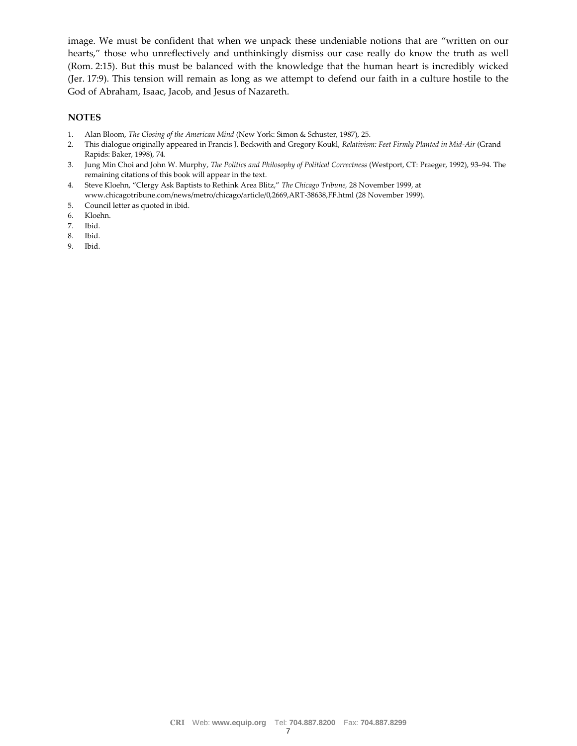image. We must be confident that when we unpack these undeniable notions that are "written on our hearts," those who unreflectively and unthinkingly dismiss our case really do know the truth as well (Rom. 2:15). But this must be balanced with the knowledge that the human heart is incredibly wicked (Jer. 17:9). This tension will remain as long as we attempt to defend our faith in a culture hostile to the God of Abraham, Isaac, Jacob, and Jesus of Nazareth.

## NOTES

1. Alan Bloom, *The Closing of the American Mind* (New York: Simon & Schuster, 1987), 25.
2. This dialogue originally appeared in Francis J. Beckwith and Gregory Koukl, *Relativism: Feet Firmly Planted in Mid-Air* (Grand Rapids: Baker, 1998), 74.
3. Jung Min Choi and John W. Murphy, *The Politics and Philosophy of Political Correctness* (Westport, CT: Praeger, 1992), 93–94. The remaining citations of this book will appear in the text.
4. Steve Kloehn, "Clergy Ask Baptists to Rethink Area Blitz," *The Chicago Tribune,* 28 November 1999, at www.chicagotribune.com/news/metro/chicago/article/0,2669,ART-38638,FF.html (28 November 1999).
5. Council letter as quoted in ibid.
6. Kloehn.
7. Ibid.
8. Ibid.
9. Ibid.